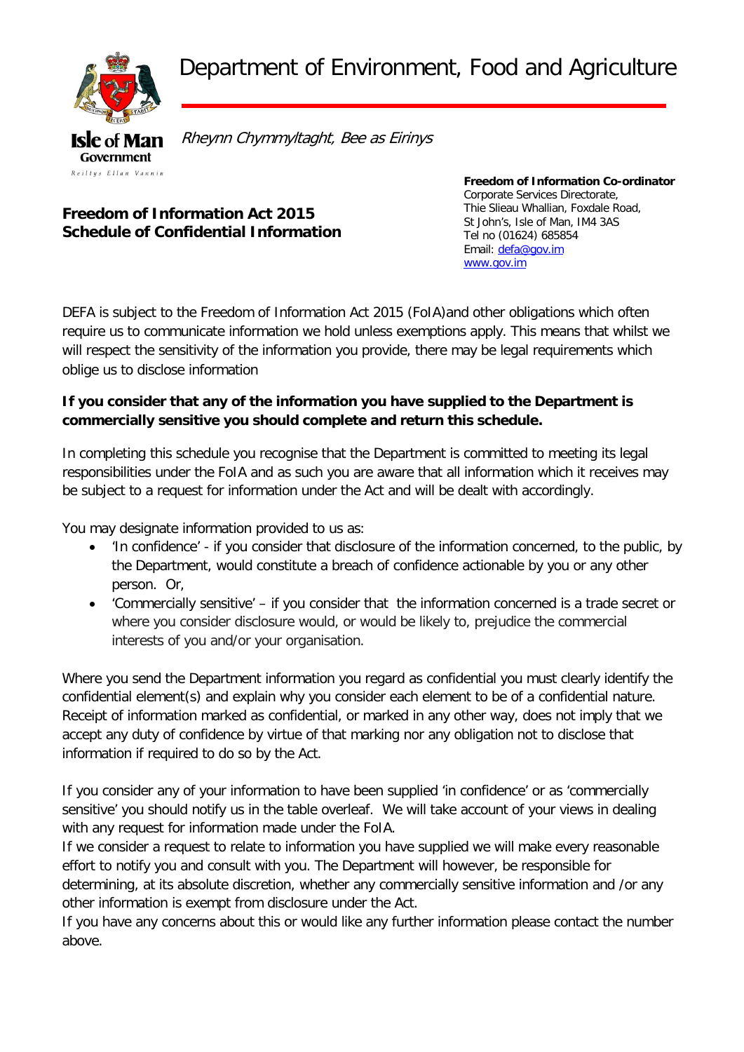# Department of Environment, Food and Agriculture

*Rheynn Chymmyltaght, Bee as Eirinys*

Isle of Man Government

Reiltys Ellan Vannin

**Freedom of Information Co-ordinator**
Corporate Services Directorate,
Thie Slieau Whallian, Foxdale Road,
St John's, Isle of Man, IM4 3AS
Tel no (01624) 685854
Email: defa@gov.im
www.gov.im

## Freedom of Information Act 2015
## Schedule of Confidential Information

DEFA is subject to the Freedom of Information Act 2015 (FoIA)and other obligations which often require us to communicate information we hold unless exemptions apply. This means that whilst we will respect the sensitivity of the information you provide, there may be legal requirements which oblige us to disclose information

**If you consider that any of the information you have supplied to the Department is commercially sensitive you should complete and return this schedule.**

In completing this schedule you recognise that the Department is committed to meeting its legal responsibilities under the FoIA and as such you are aware that all information which it receives may be subject to a request for information under the Act and will be dealt with accordingly.

You may designate information provided to us as:

- 'In confidence' - if you consider that disclosure of the information concerned, to the public, by the Department, would constitute a breach of confidence actionable by you or any other person. Or,
- 'Commercially sensitive' – if you consider that the information concerned is a trade secret or where you consider disclosure would, or would be likely to, prejudice the commercial interests of you and/or your organisation.

Where you send the Department information you regard as confidential you must clearly identify the confidential element(s) and explain why you consider each element to be of a confidential nature. Receipt of information marked as confidential, or marked in any other way, does not imply that we accept any duty of confidence by virtue of that marking nor any obligation not to disclose that information if required to do so by the Act.

If you consider any of your information to have been supplied 'in confidence' or as 'commercially sensitive' you should notify us in the table overleaf. We will take account of your views in dealing with any request for information made under the FoIA.
If we consider a request to relate to information you have supplied we will make every reasonable effort to notify you and consult with you. The Department will however, be responsible for determining, at its absolute discretion, whether any commercially sensitive information and /or any other information is exempt from disclosure under the Act.
If you have any concerns about this or would like any further information please contact the number above.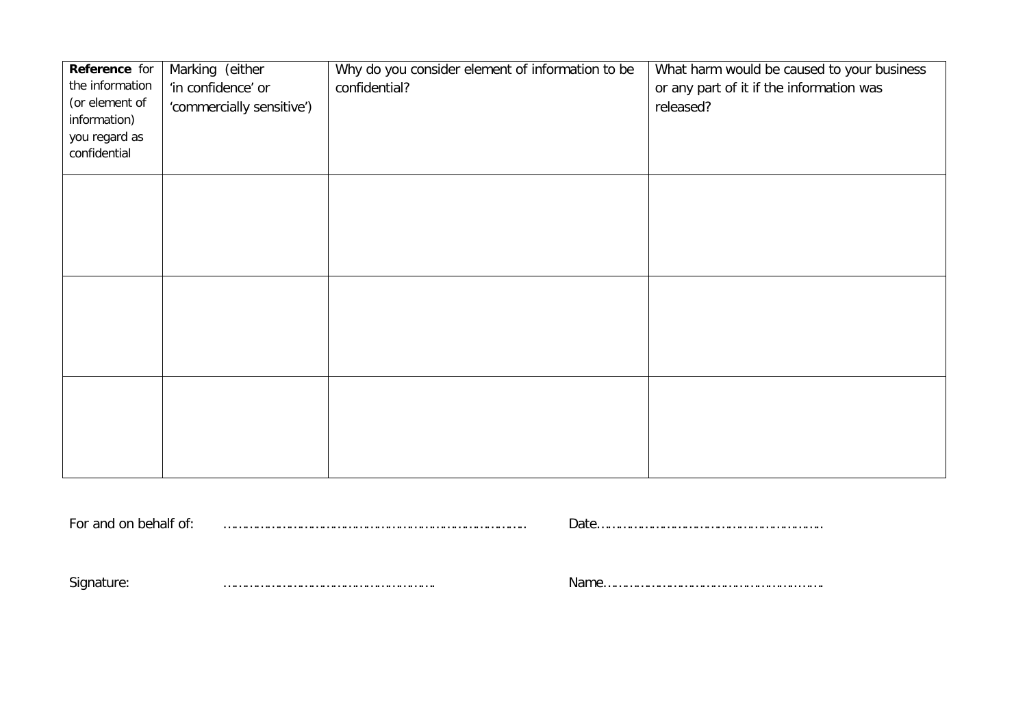| **Reference** for the information (or element of information) you regard as confidential | Marking (either 'in confidence' or 'commercially sensitive') | Why do you consider element of information to be confidential? | What harm would be caused to your business or any part of it if the information was released? |
|---|---|---|---|
| | | | |
| | | | |
| | | | |

For and on behalf of: ………………………………………………………………………… Date……………………………………………………

Signature: ……………………………………………….. Name……………………………………………………..